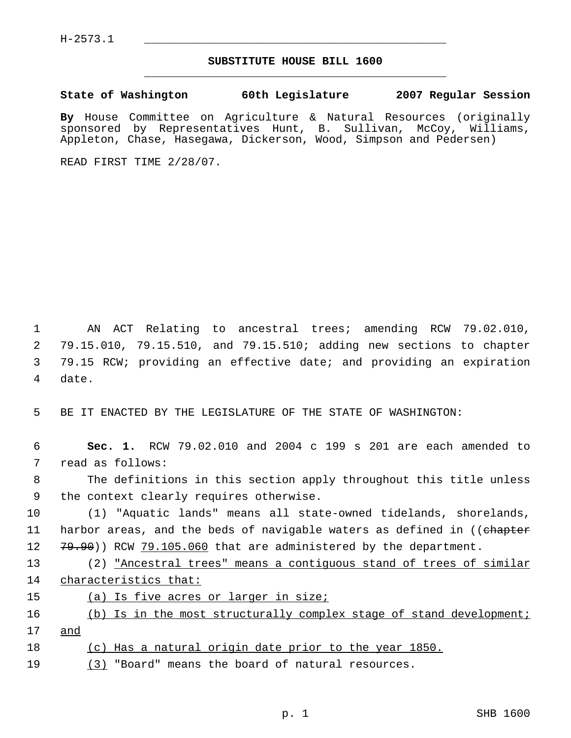H-2573.1

# SUBSTITUTE HOUSE BILL 1600

**State of Washington 60th Legislature 2007 Regular Session**

**By** House Committee on Agriculture & Natural Resources (originally sponsored by Representatives Hunt, B. Sullivan, McCoy, Williams, Appleton, Chase, Hasegawa, Dickerson, Wood, Simpson and Pedersen)

READ FIRST TIME 2/28/07.

AN ACT Relating to ancestral trees; amending RCW 79.02.010, 79.15.010, 79.15.510, and 79.15.510; adding new sections to chapter 79.15 RCW; providing an effective date; and providing an expiration date.

BE IT ENACTED BY THE LEGISLATURE OF THE STATE OF WASHINGTON:

**Sec. 1.** RCW 79.02.010 and 2004 c 199 s 201 are each amended to read as follows:

The definitions in this section apply throughout this title unless the context clearly requires otherwise.

(1) "Aquatic lands" means all state-owned tidelands, shorelands, harbor areas, and the beds of navigable waters as defined in ((~~chapter 79.90~~)) RCW <u>79.105.060</u> that are administered by the department.

(2) <u>"Ancestral trees" means a contiguous stand of trees of similar characteristics that:</u>

<u>(a) Is five acres or larger in size;</u>

<u>(b) Is in the most structurally complex stage of stand development; and</u>

<u>(c) Has a natural origin date prior to the year 1850.</u>

<u>(3)</u> "Board" means the board of natural resources.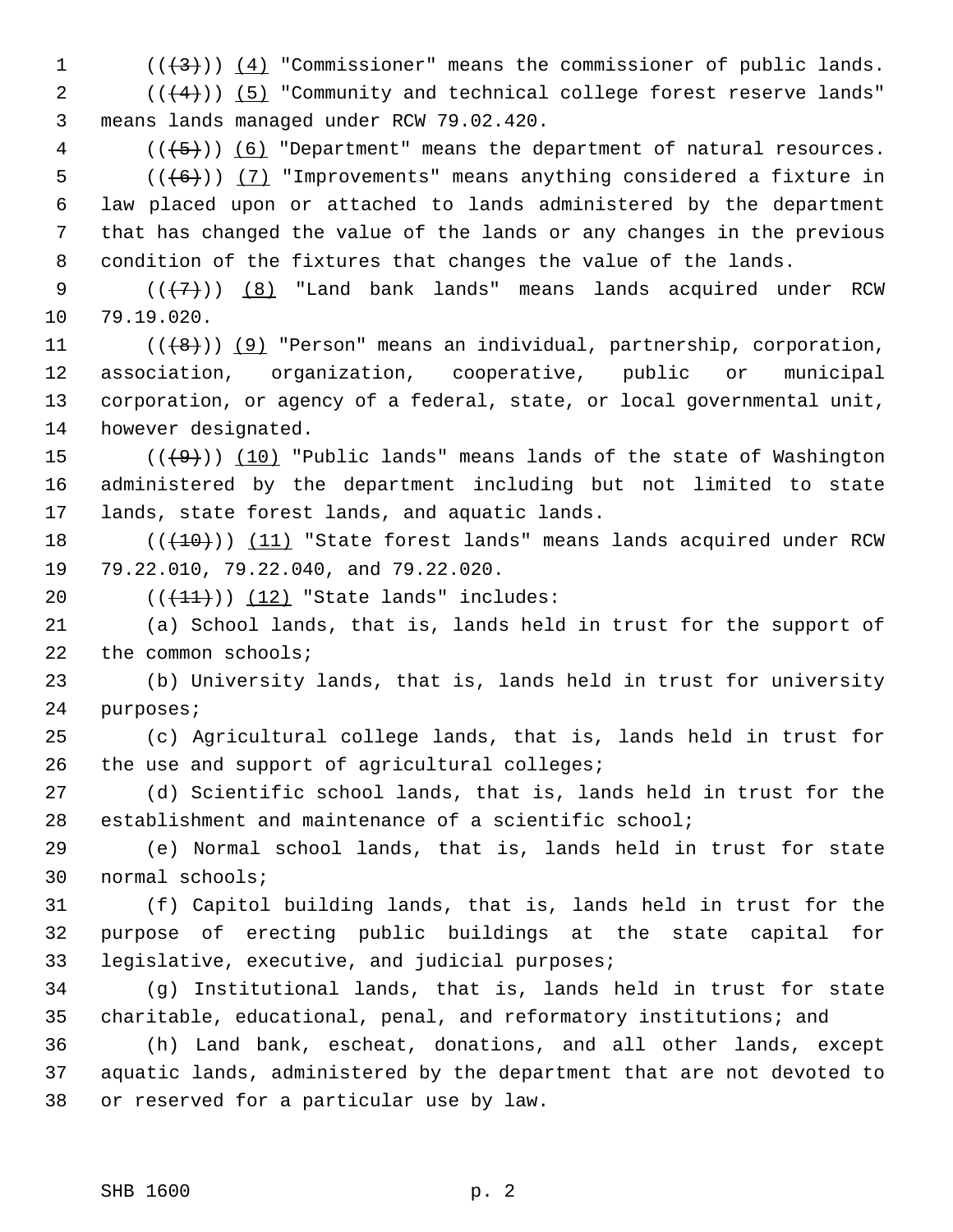((~~(3)~~)) <u>(4)</u> "Commissioner" means the commissioner of public lands.

((~~(4)~~)) <u>(5)</u> "Community and technical college forest reserve lands" means lands managed under RCW 79.02.420.

((~~(5)~~)) <u>(6)</u> "Department" means the department of natural resources.

((~~(6)~~)) <u>(7)</u> "Improvements" means anything considered a fixture in law placed upon or attached to lands administered by the department that has changed the value of the lands or any changes in the previous condition of the fixtures that changes the value of the lands.

((~~(7)~~)) <u>(8)</u> "Land bank lands" means lands acquired under RCW 79.19.020.

((~~(8)~~)) <u>(9)</u> "Person" means an individual, partnership, corporation, association, organization, cooperative, public or municipal corporation, or agency of a federal, state, or local governmental unit, however designated.

((~~(9)~~)) <u>(10)</u> "Public lands" means lands of the state of Washington administered by the department including but not limited to state lands, state forest lands, and aquatic lands.

((~~(10)~~)) <u>(11)</u> "State forest lands" means lands acquired under RCW 79.22.010, 79.22.040, and 79.22.020.

((~~(11)~~)) <u>(12)</u> "State lands" includes:

(a) School lands, that is, lands held in trust for the support of the common schools;

(b) University lands, that is, lands held in trust for university purposes;

(c) Agricultural college lands, that is, lands held in trust for the use and support of agricultural colleges;

(d) Scientific school lands, that is, lands held in trust for the establishment and maintenance of a scientific school;

(e) Normal school lands, that is, lands held in trust for state normal schools;

(f) Capitol building lands, that is, lands held in trust for the purpose of erecting public buildings at the state capital for legislative, executive, and judicial purposes;

(g) Institutional lands, that is, lands held in trust for state charitable, educational, penal, and reformatory institutions; and

(h) Land bank, escheat, donations, and all other lands, except aquatic lands, administered by the department that are not devoted to or reserved for a particular use by law.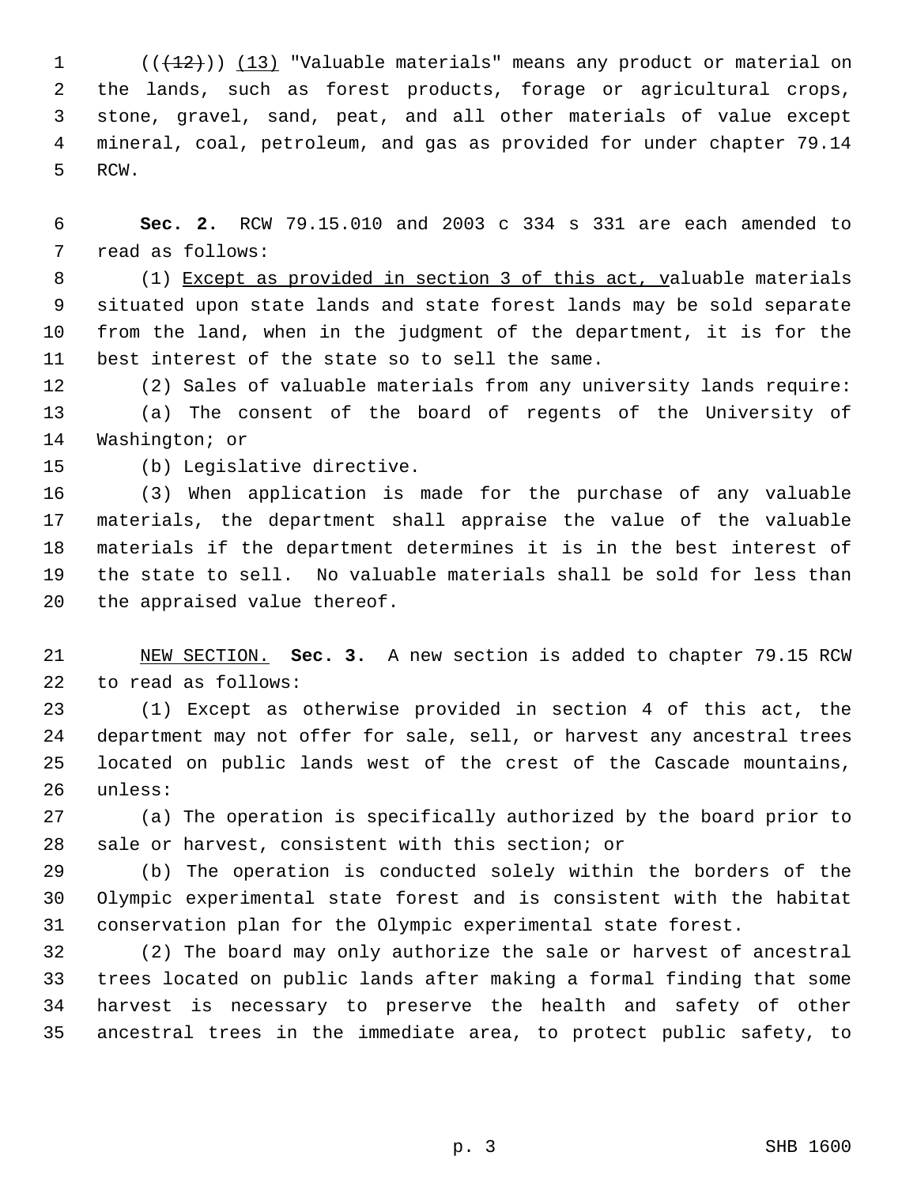(((12))) (13) "Valuable materials" means any product or material on the lands, such as forest products, forage or agricultural crops, stone, gravel, sand, peat, and all other materials of value except mineral, coal, petroleum, and gas as provided for under chapter 79.14 RCW.

**Sec. 2.** RCW 79.15.010 and 2003 c 334 s 331 are each amended to read as follows:

(1) Except as provided in section 3 of this act, valuable materials situated upon state lands and state forest lands may be sold separate from the land, when in the judgment of the department, it is for the best interest of the state so to sell the same.

(2) Sales of valuable materials from any university lands require:

(a) The consent of the board of regents of the University of Washington; or

(b) Legislative directive.

(3) When application is made for the purchase of any valuable materials, the department shall appraise the value of the valuable materials if the department determines it is in the best interest of the state to sell. No valuable materials shall be sold for less than the appraised value thereof.

NEW SECTION. **Sec. 3.** A new section is added to chapter 79.15 RCW to read as follows:

(1) Except as otherwise provided in section 4 of this act, the department may not offer for sale, sell, or harvest any ancestral trees located on public lands west of the crest of the Cascade mountains, unless:

(a) The operation is specifically authorized by the board prior to sale or harvest, consistent with this section; or

(b) The operation is conducted solely within the borders of the Olympic experimental state forest and is consistent with the habitat conservation plan for the Olympic experimental state forest.

(2) The board may only authorize the sale or harvest of ancestral trees located on public lands after making a formal finding that some harvest is necessary to preserve the health and safety of other ancestral trees in the immediate area, to protect public safety, to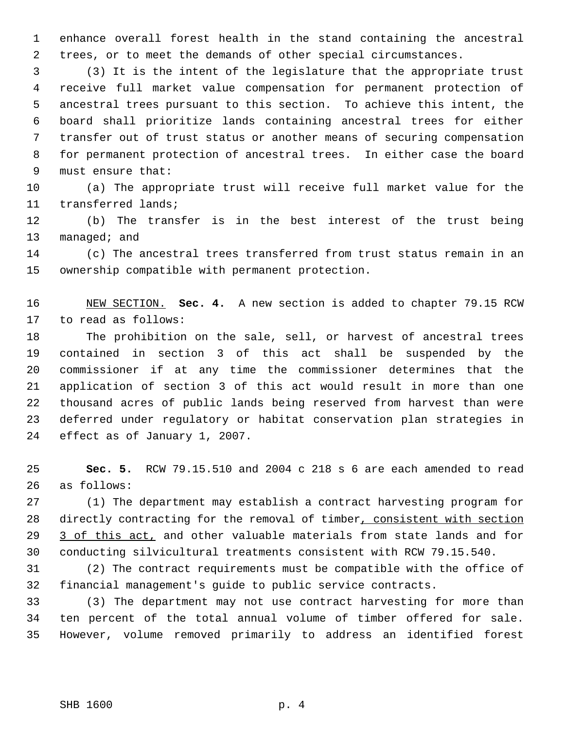enhance overall forest health in the stand containing the ancestral trees, or to meet the demands of other special circumstances.

(3) It is the intent of the legislature that the appropriate trust receive full market value compensation for permanent protection of ancestral trees pursuant to this section. To achieve this intent, the board shall prioritize lands containing ancestral trees for either transfer out of trust status or another means of securing compensation for permanent protection of ancestral trees. In either case the board must ensure that:

(a) The appropriate trust will receive full market value for the transferred lands;

(b) The transfer is in the best interest of the trust being managed; and

(c) The ancestral trees transferred from trust status remain in an ownership compatible with permanent protection.

<u>NEW SECTION.</u> **Sec. 4.** A new section is added to chapter 79.15 RCW to read as follows:

The prohibition on the sale, sell, or harvest of ancestral trees contained in section 3 of this act shall be suspended by the commissioner if at any time the commissioner determines that the application of section 3 of this act would result in more than one thousand acres of public lands being reserved from harvest than were deferred under regulatory or habitat conservation plan strategies in effect as of January 1, 2007.

**Sec. 5.** RCW 79.15.510 and 2004 c 218 s 6 are each amended to read as follows:

(1) The department may establish a contract harvesting program for directly contracting for the removal of timber<u>, consistent with section 3 of this act,</u> and other valuable materials from state lands and for conducting silvicultural treatments consistent with RCW 79.15.540.

(2) The contract requirements must be compatible with the office of financial management's guide to public service contracts.

(3) The department may not use contract harvesting for more than ten percent of the total annual volume of timber offered for sale. However, volume removed primarily to address an identified forest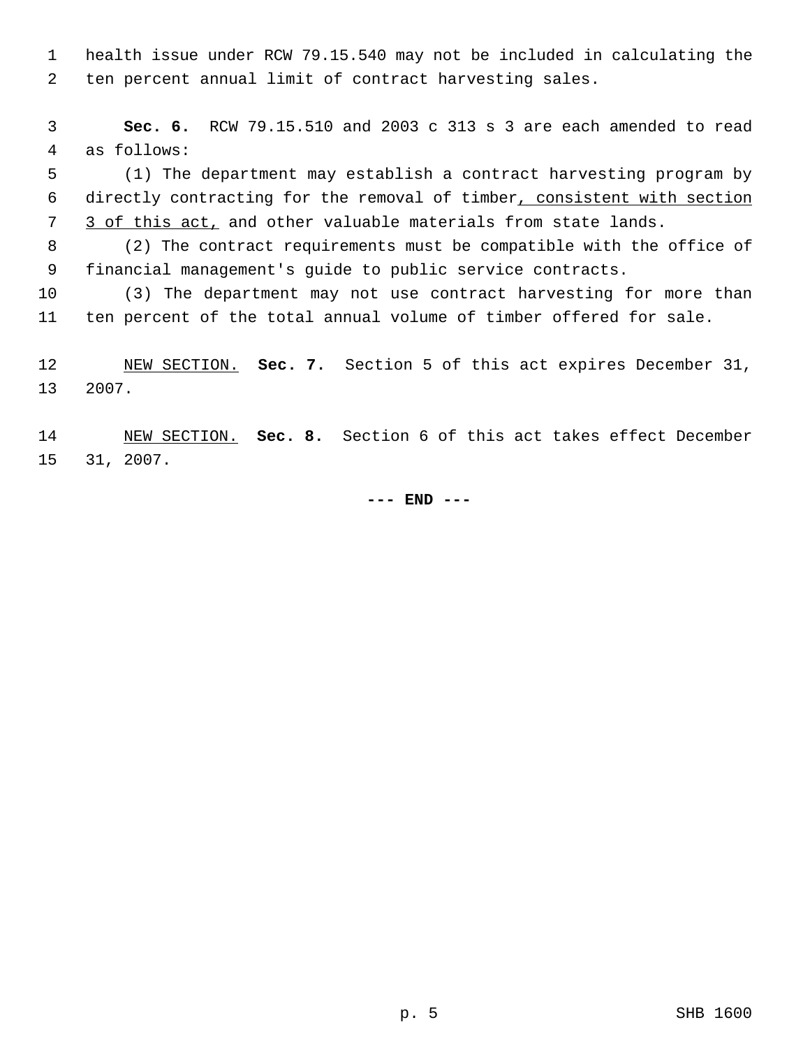health issue under RCW 79.15.540 may not be included in calculating the ten percent annual limit of contract harvesting sales.

**Sec. 6.** RCW 79.15.510 and 2003 c 313 s 3 are each amended to read as follows:

(1) The department may establish a contract harvesting program by directly contracting for the removal of timber<u>, consistent with section 3 of this act,</u> and other valuable materials from state lands.

(2) The contract requirements must be compatible with the office of financial management's guide to public service contracts.

(3) The department may not use contract harvesting for more than ten percent of the total annual volume of timber offered for sale.

<u>NEW SECTION.</u> **Sec. 7.** Section 5 of this act expires December 31, 2007.

<u>NEW SECTION.</u> **Sec. 8.** Section 6 of this act takes effect December 31, 2007.

**--- END ---**